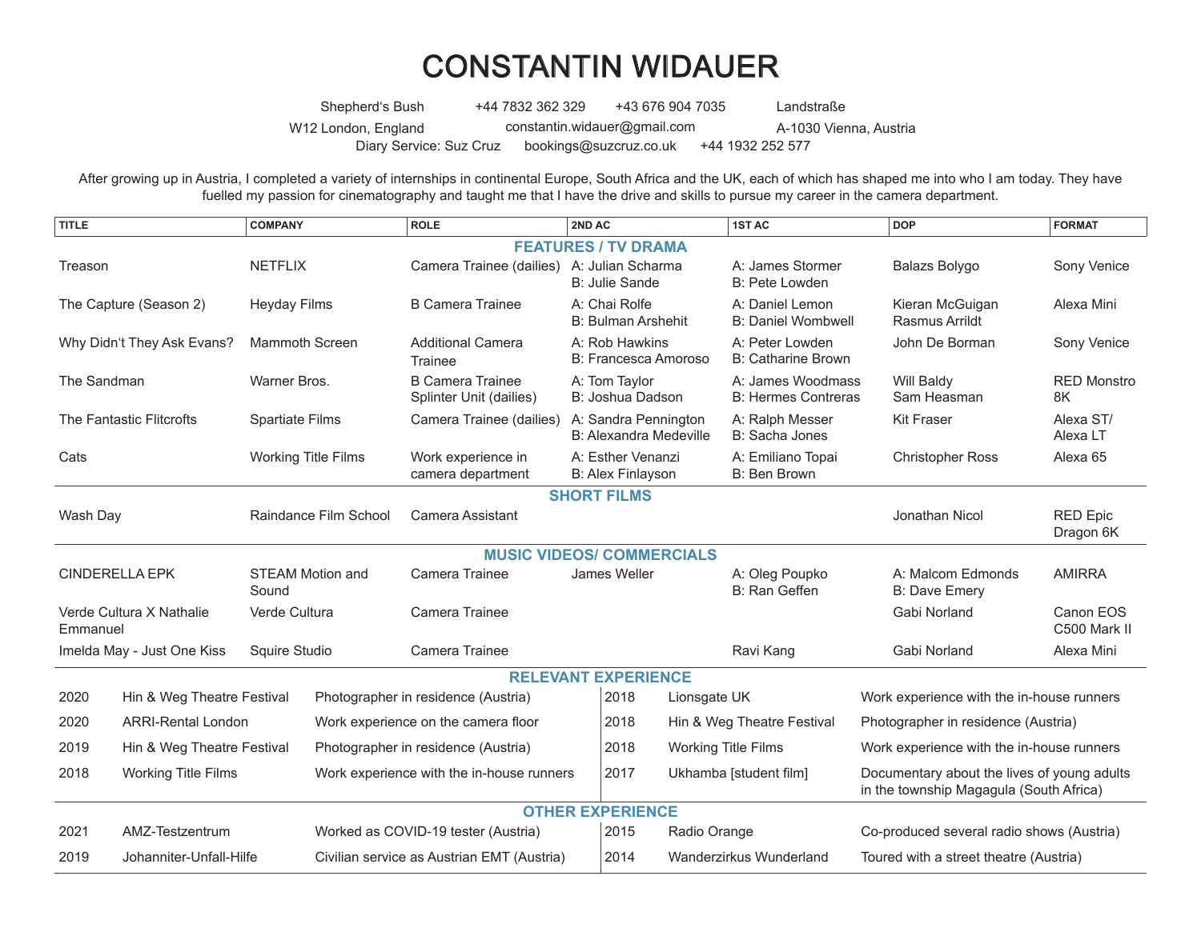# CONSTANTIN WIDAUER

Shepherd's Bush
W12 London, England

+44 7832 362 329 | +43 676 904 7035
constantin.widauer@gmail.com

Landstraße
A-1030 Vienna, Austria

Diary Service: Suz Cruz | bookings@suzcruz.co.uk | +44 1932 252 577

After growing up in Austria, I completed a variety of internships in continental Europe, South Africa and the UK, each of which has shaped me into who I am today. They have fuelled my passion for cinematography and taught me that I have the drive and skills to pursue my career in the camera department.

| TITLE | COMPANY | ROLE | 2ND AC | 1ST AC | DOP | FORMAT |
|---|---|---|---|---|---|---|
| **FEATURES / TV DRAMA** | | | | | | |
| Treason | NETFLIX | Camera Trainee (dailies) | A: Julian Scharma<br>B: Julie Sande | A: James Stormer<br>B: Pete Lowden | Balazs Bolygo | Sony Venice |
| The Capture (Season 2) | Heyday Films | B Camera Trainee | A: Chai Rolfe<br>B: Bulman Arshehit | A: Daniel Lemon<br>B: Daniel Wombwell | Kieran McGuigan<br>Rasmus Arrildt | Alexa Mini |
| Why Didn't They Ask Evans? | Mammoth Screen | Additional Camera Trainee | A: Rob Hawkins<br>B: Francesca Amoroso | A: Peter Lowden<br>B: Catharine Brown | John De Borman | Sony Venice |
| The Sandman | Warner Bros. | B Camera Trainee<br>Splinter Unit (dailies) | A: Tom Taylor<br>B: Joshua Dadson | A: James Woodmass<br>B: Hermes Contreras | Will Baldy<br>Sam Heasman | RED Monstro 8K |
| The Fantastic Flitcrofts | Spartiate Films | Camera Trainee (dailies) | A: Sandra Pennington<br>B: Alexandra Medeville | A: Ralph Messer<br>B: Sacha Jones | Kit Fraser | Alexa ST/ Alexa LT |
| Cats | Working Title Films | Work experience in camera department | A: Esther Venanzi<br>B: Alex Finlayson | A: Emiliano Topai<br>B: Ben Brown | Christopher Ross | Alexa 65 |
| **SHORT FILMS** | | | | | | |
| Wash Day | Raindance Film School | Camera Assistant | | | Jonathan Nicol | RED Epic Dragon 6K |
| **MUSIC VIDEOS/ COMMERCIALS** | | | | | | |
| CINDERELLA EPK | STEAM Motion and Sound | Camera Trainee | James Weller | A: Oleg Poupko<br>B: Ran Geffen | A: Malcom Edmonds<br>B: Dave Emery | AMIRRA |
| Verde Cultura X Nathalie Emmanuel | Verde Cultura | Camera Trainee | | | Gabi Norland | Canon EOS C500 Mark II |
| Imelda May - Just One Kiss | Squire Studio | Camera Trainee | | Ravi Kang | Gabi Norland | Alexa Mini |

## RELEVANT EXPERIENCE

| Year | Organisation | Description |
|---|---|---|
| 2020 | Hin & Weg Theatre Festival | Photographer in residence (Austria) |
| 2020 | ARRI-Rental London | Work experience on the camera floor |
| 2019 | Hin & Weg Theatre Festival | Photographer in residence (Austria) |
| 2018 | Working Title Films | Work experience with the in-house runners |
| 2018 | Lionsgate UK | Work experience with the in-house runners |
| 2018 | Hin & Weg Theatre Festival | Photographer in residence (Austria) |
| 2018 | Working Title Films | Work experience with the in-house runners |
| 2017 | Ukhamba [student film] | Documentary about the lives of young adults in the township Magagula (South Africa) |

## OTHER EXPERIENCE

| Year | Organisation | Description |
|---|---|---|
| 2021 | AMZ-Testzentrum | Worked as COVID-19 tester (Austria) |
| 2019 | Johanniter-Unfall-Hilfe | Civilian service as Austrian EMT (Austria) |
| 2015 | Radio Orange | Co-produced several radio shows (Austria) |
| 2014 | Wanderzirkus Wunderland | Toured with a street theatre (Austria) |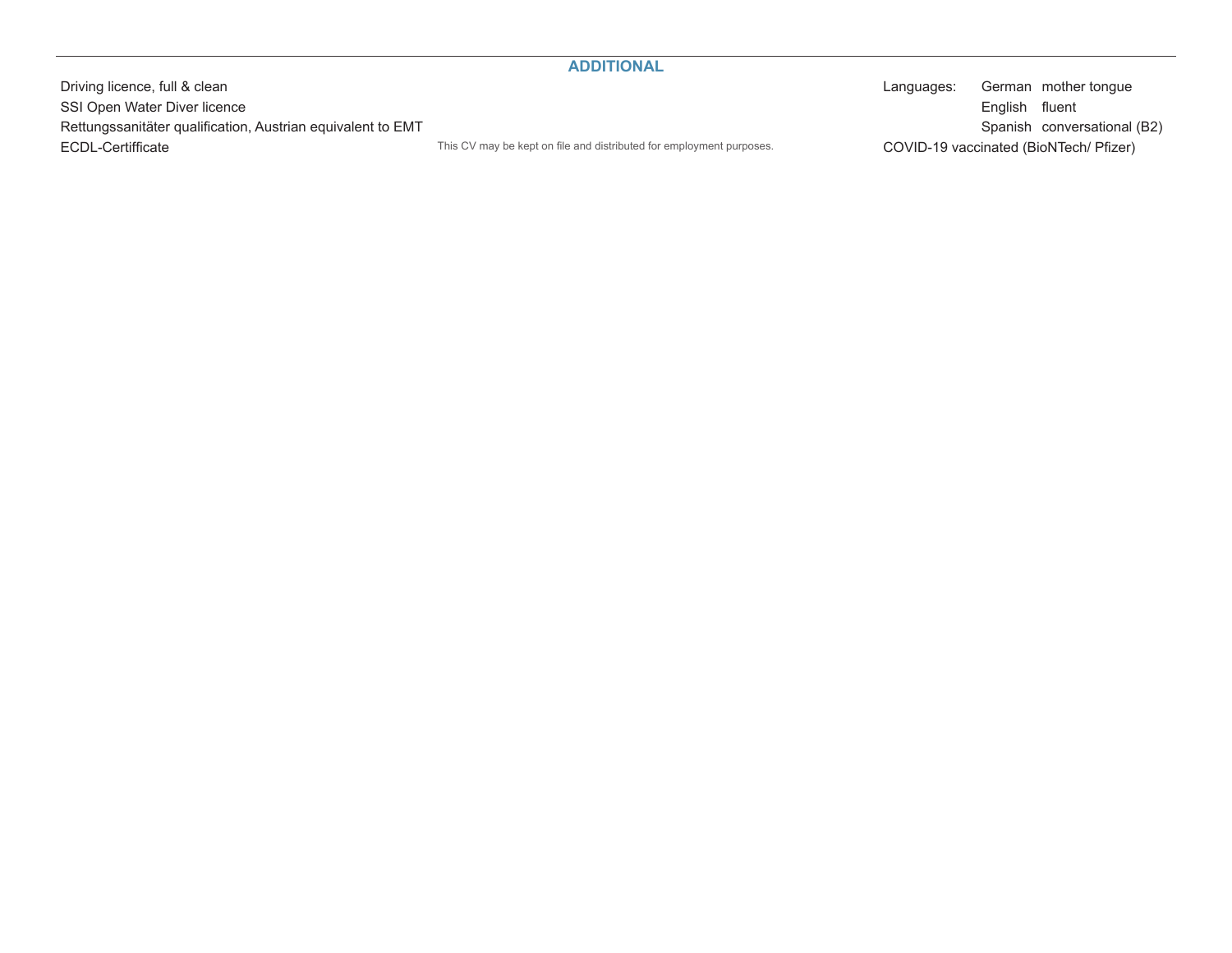## ADDITIONAL

Driving licence, full & clean
SSI Open Water Diver licence
Rettungssanitäter qualification, Austrian equivalent to EMT
ECDL-Certifficate

Languages:

| | |
|---|---|
| German | mother tongue |
| English | fluent |
| Spanish | conversational (B2) |

COVID-19 vaccinated (BioNTech/ Pfizer)

This CV may be kept on file and distributed for employment purposes.